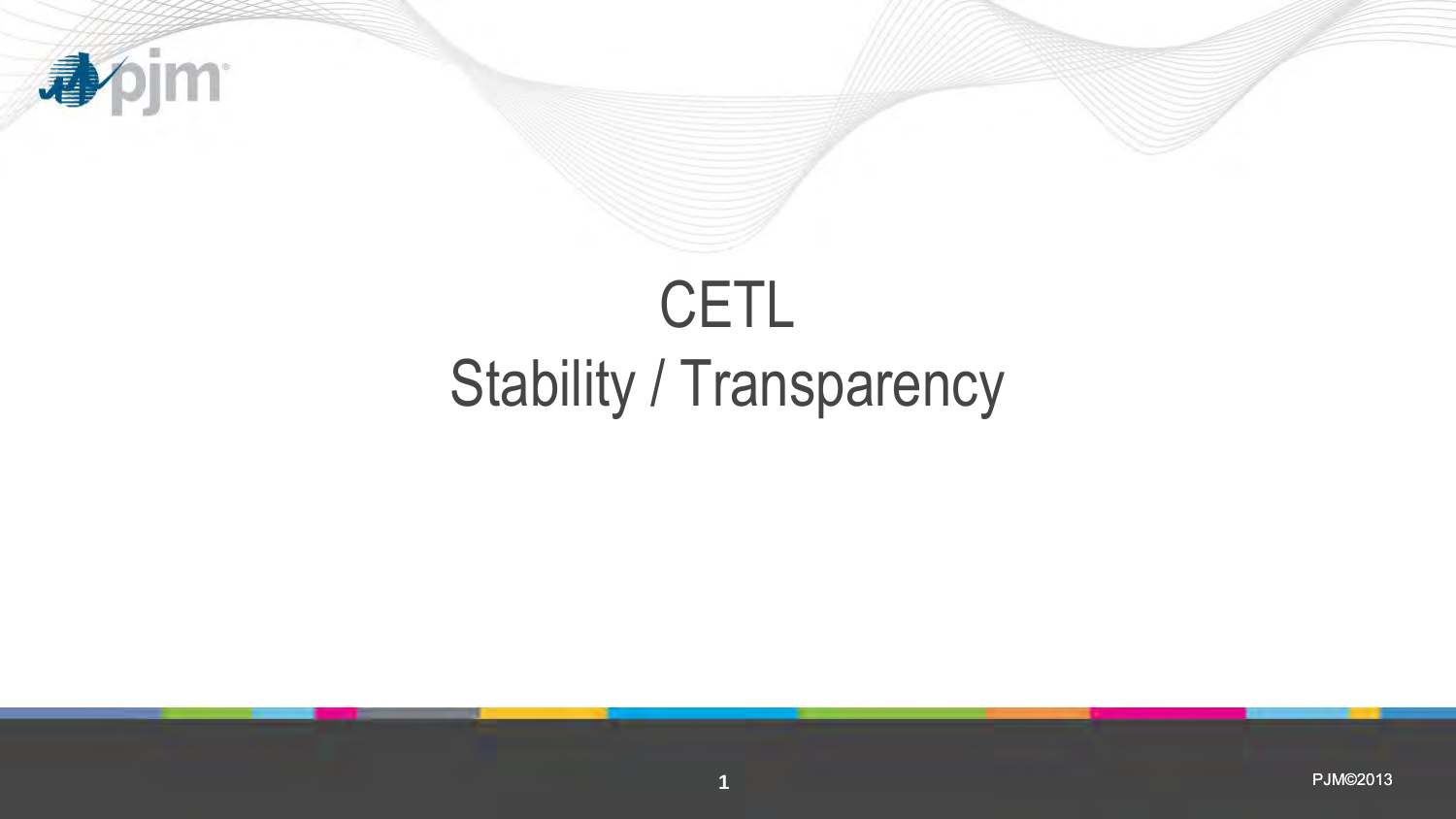# CETL

## Stability / Transparency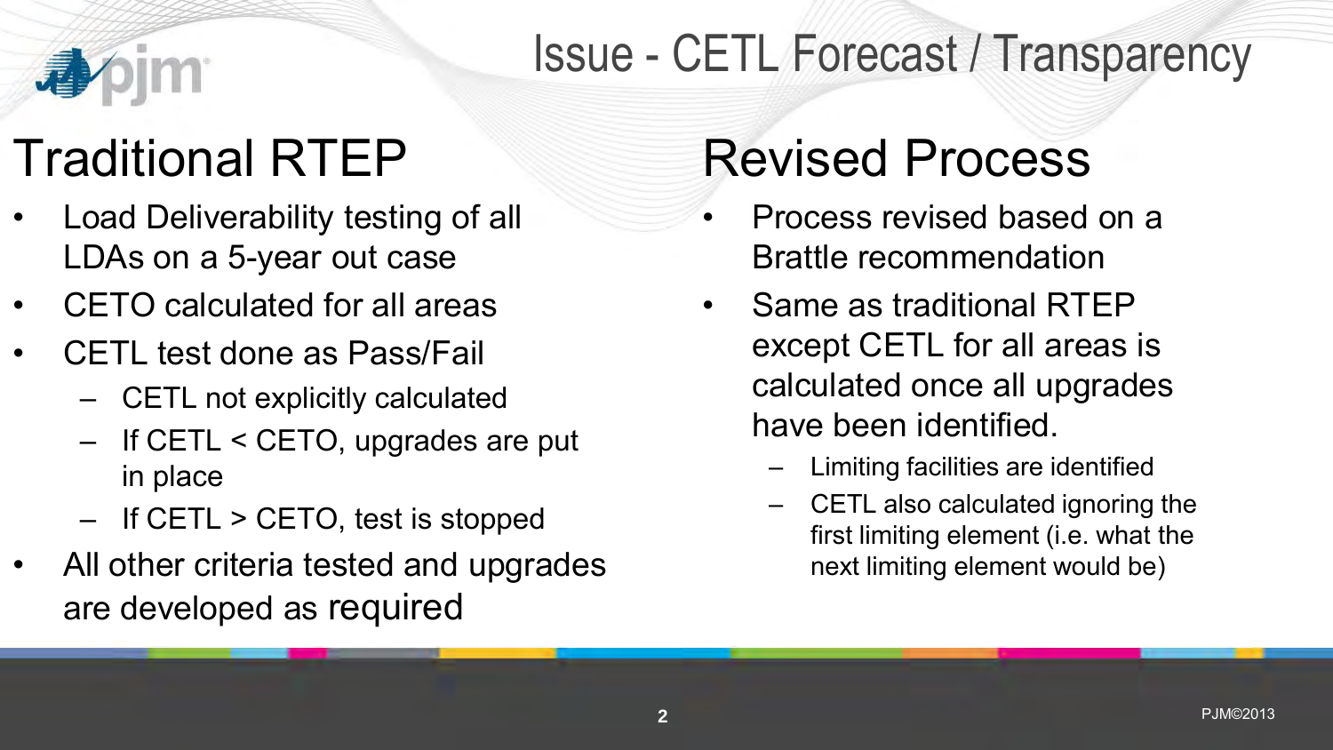# Issue - CETL Forecast / Transparency

## Traditional RTEP

- Load Deliverability testing of all LDAs on a 5-year out case
- CETO calculated for all areas
- CETL test done as Pass/Fail
  - CETL not explicitly calculated
  - If CETL < CETO, upgrades are put in place
  - If CETL > CETO, test is stopped
- All other criteria tested and upgrades are developed as required

## Revised Process

- Process revised based on a Brattle recommendation
- Same as traditional RTEP except CETL for all areas is calculated once all upgrades have been identified.
  - Limiting facilities are identified
  - CETL also calculated ignoring the first limiting element (i.e. what the next limiting element would be)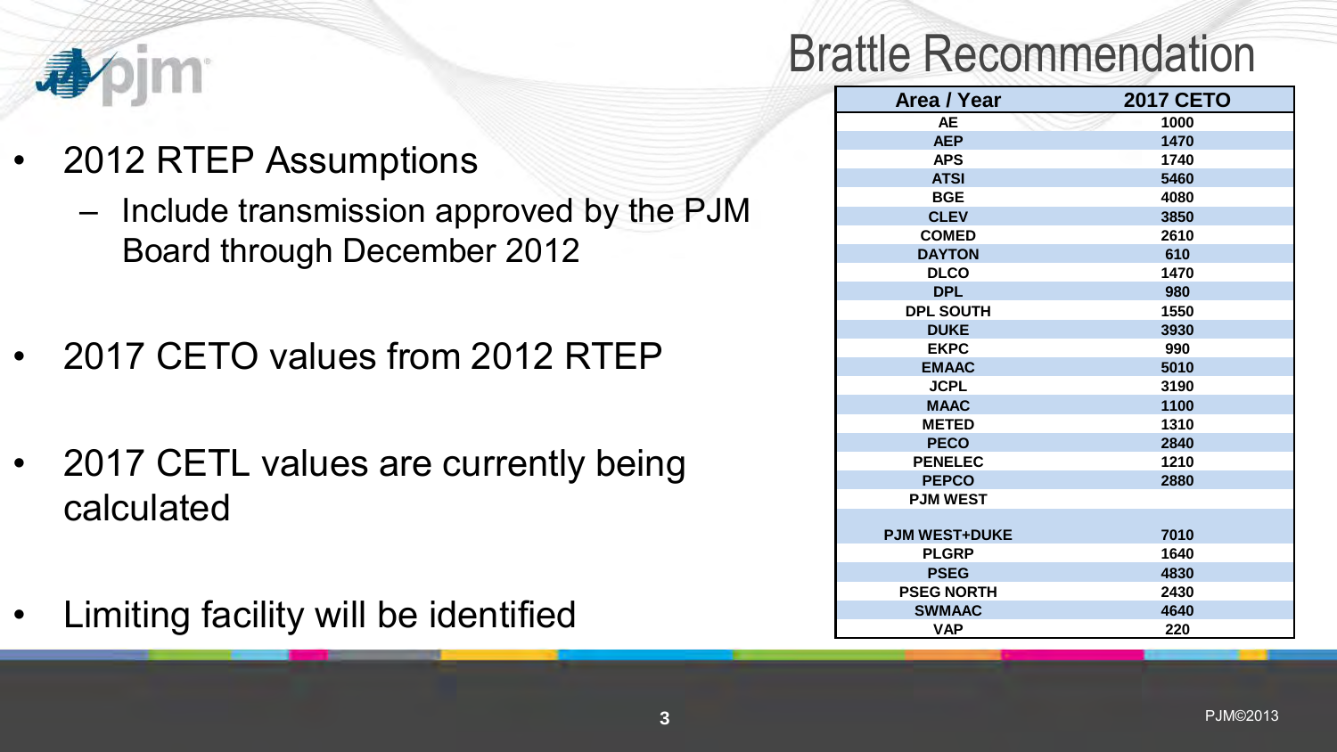# Brattle Recommendation

- 2012 RTEP Assumptions
  - Include transmission approved by the PJM Board through December 2012
- 2017 CETO values from 2012 RTEP
- 2017 CETL values are currently being calculated
- Limiting facility will be identified

| Area / Year | 2017 CETO |
|---|---|
| AE | 1000 |
| AEP | 1470 |
| APS | 1740 |
| ATSI | 5460 |
| BGE | 4080 |
| CLEV | 3850 |
| COMED | 2610 |
| DAYTON | 610 |
| DLCO | 1470 |
| DPL | 980 |
| DPL SOUTH | 1550 |
| DUKE | 3930 |
| EKPC | 990 |
| EMAAC | 5010 |
| JCPL | 3190 |
| MAAC | 1100 |
| METED | 1310 |
| PECO | 2840 |
| PENELEC | 1210 |
| PEPCO | 2880 |
| PJM WEST | |
| PJM WEST+DUKE | 7010 |
| PLGRP | 1640 |
| PSEG | 4830 |
| PSEG NORTH | 2430 |
| SWMAAC | 4640 |
| VAP | 220 |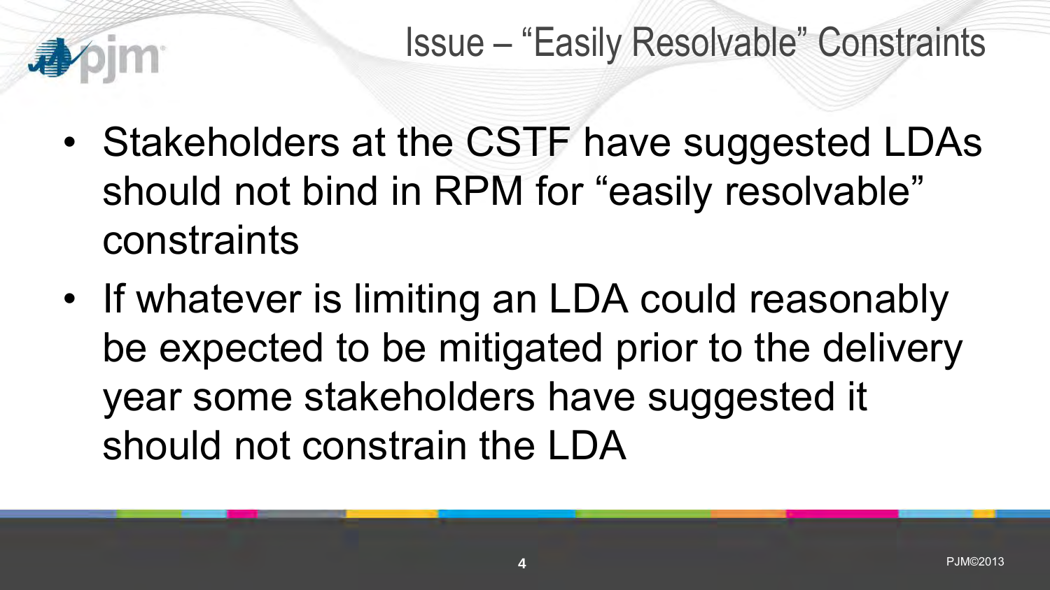# Issue – "Easily Resolvable" Constraints

- Stakeholders at the CSTF have suggested LDAs should not bind in RPM for "easily resolvable" constraints
- If whatever is limiting an LDA could reasonably be expected to be mitigated prior to the delivery year some stakeholders have suggested it should not constrain the LDA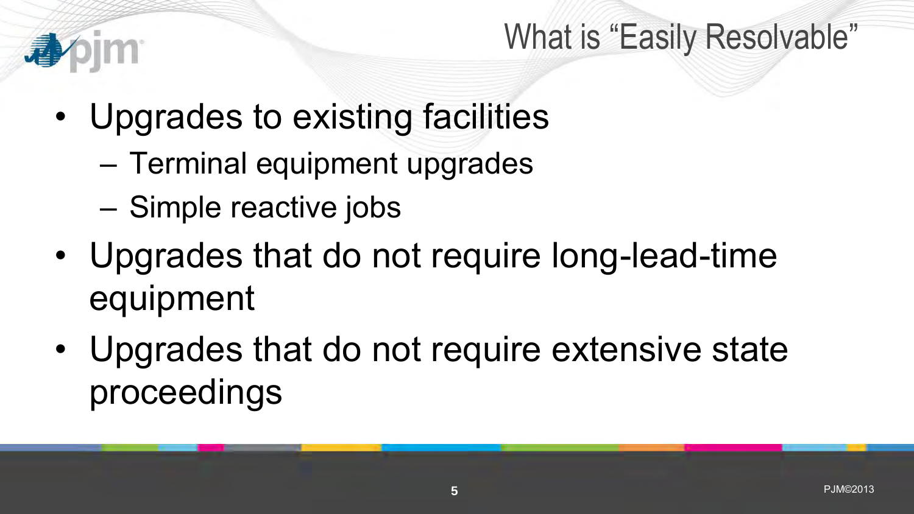# What is "Easily Resolvable"

- Upgrades to existing facilities
  - Terminal equipment upgrades
  - Simple reactive jobs
- Upgrades that do not require long-lead-time equipment
- Upgrades that do not require extensive state proceedings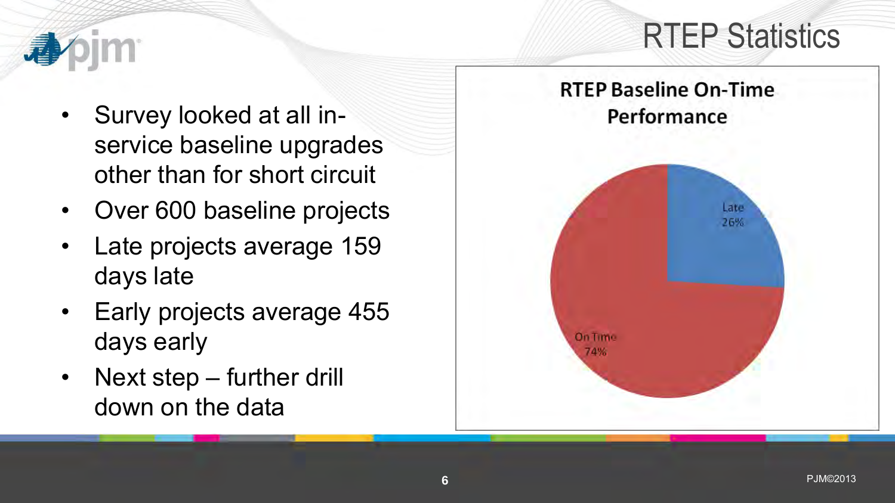# RTEP Statistics

- Survey looked at all in-service baseline upgrades other than for short circuit
- Over 600 baseline projects
- Late projects average 159 days late
- Early projects average 455 days early
- Next step – further drill down on the data

**RTEP Baseline On-Time Performance**

| Category | Share |
|---|---|
| Late | 26% |
| On Time | 74% |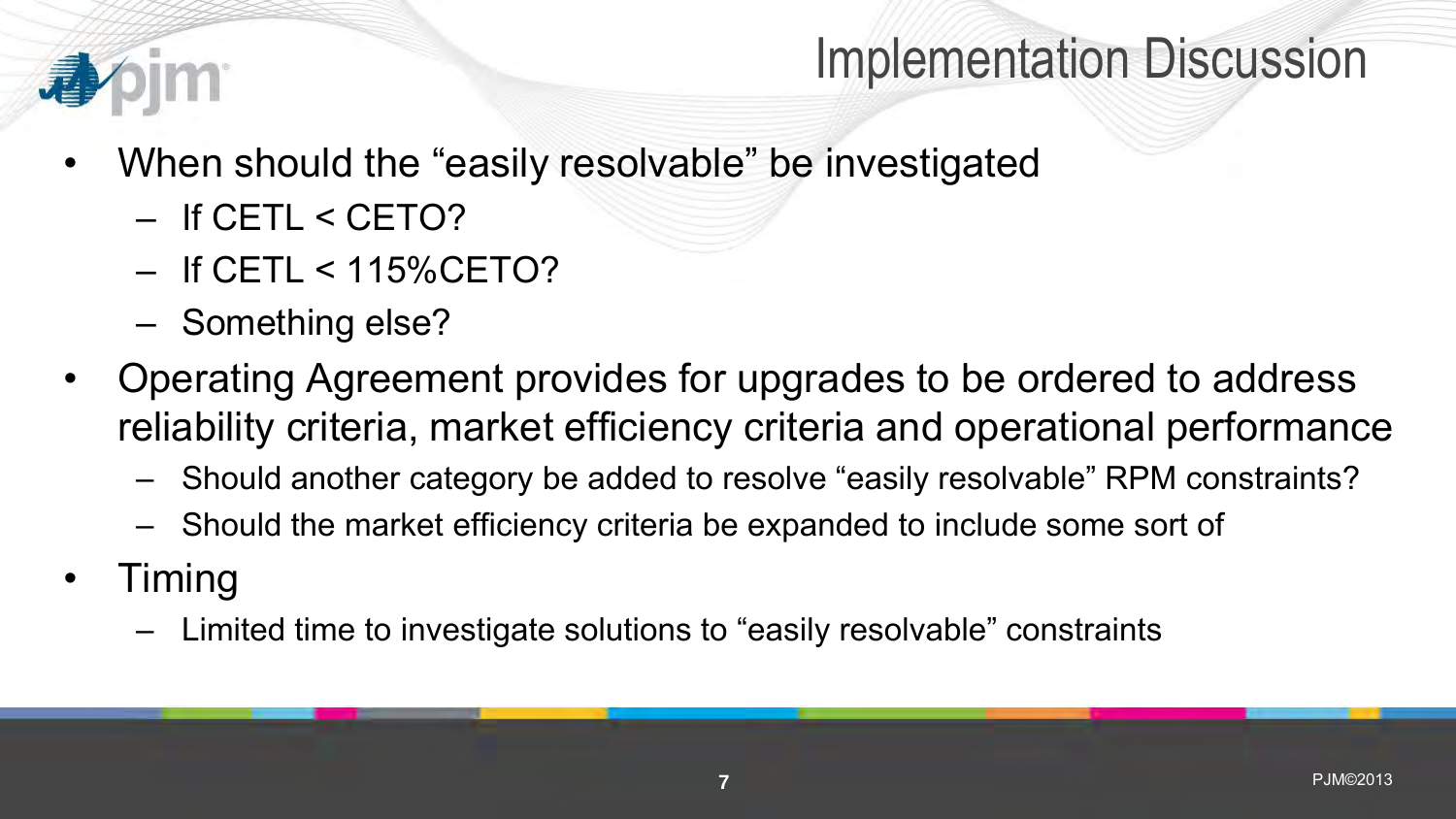# Implementation Discussion

- When should the "easily resolvable" be investigated
  - If CETL < CETO?
  - If CETL < 115%CETO?
  - Something else?
- Operating Agreement provides for upgrades to be ordered to address reliability criteria, market efficiency criteria and operational performance
  - Should another category be added to resolve "easily resolvable" RPM constraints?
  - Should the market efficiency criteria be expanded to include some sort of
- Timing
  - Limited time to investigate solutions to "easily resolvable" constraints